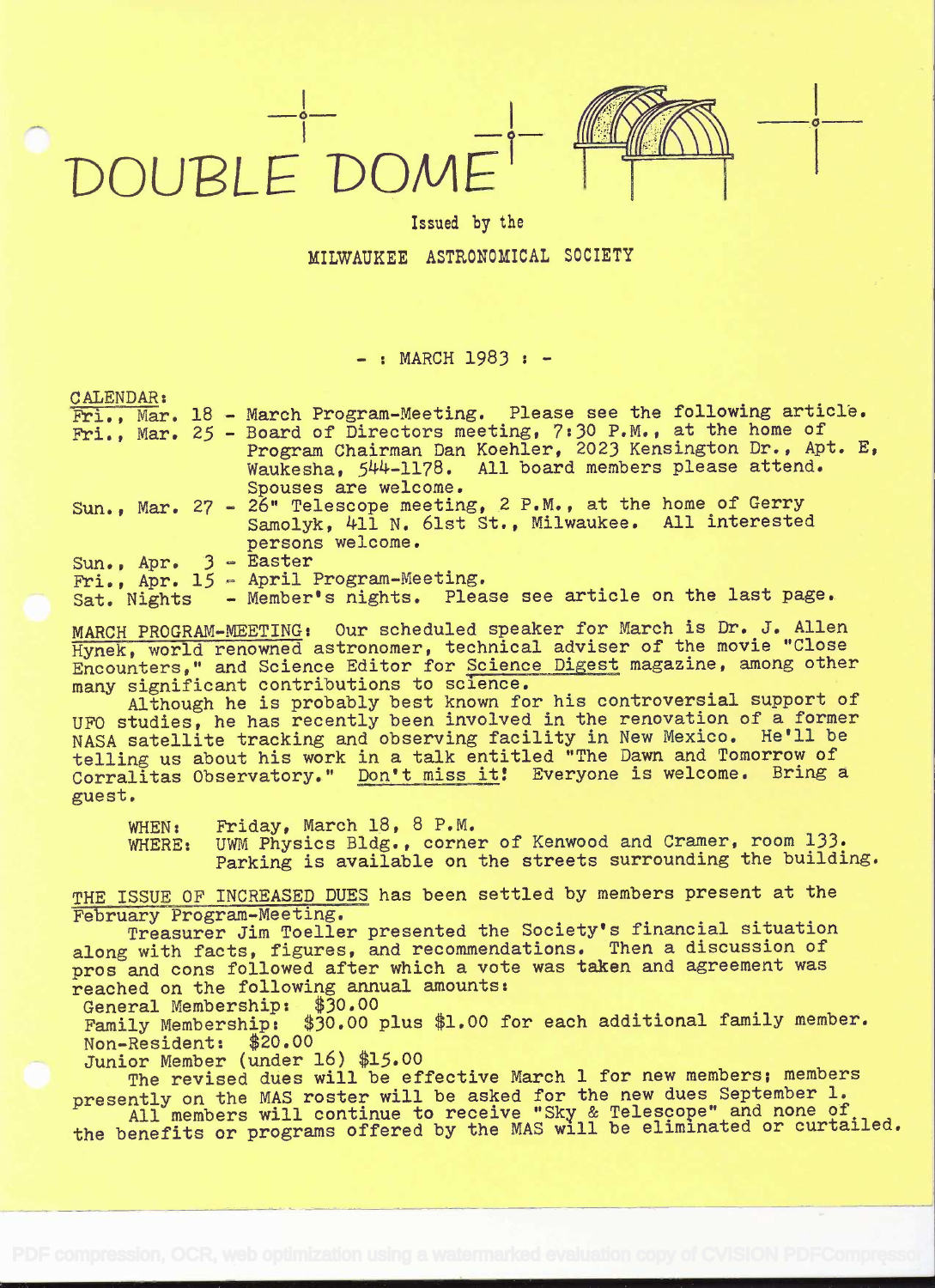# DOUBLE DOME

Issued by the

MILWAUKEE ASTRONOMICAL SOCIETY

- : MARCH 1983 : -

CALENDAR:

Fri., Mar. 18 - March Program-Meeting. Please see the following article.
Fri., Mar. 25 - Board of Directors meeting, 7:30 P.M., at the home of Program Chairman Dan Koehler, 2023 Kensington Dr., Apt. E, Waukesha, 544-1178. All board members please attend. Spouses are welcome.
Sun., Mar. 27 - 26" Telescope meeting, 2 P.M., at the home of Gerry Samolyk, 411 N. 61st St., Milwaukee. All interested persons welcome.
Sun., Apr. 3 - Easter
Fri., Apr. 15 - April Program-Meeting.
Sat. Nights - Member's nights. Please see article on the last page.

MARCH PROGRAM-MEETING: Our scheduled speaker for March is Dr. J. Allen Hynek, world renowned astronomer, technical adviser of the movie "Close Encounters," and Science Editor for Science Digest magazine, among other many significant contributions to science.

Although he is probably best known for his controversial support of UFO studies, he has recently been involved in the renovation of a former NASA satellite tracking and observing facility in New Mexico. He'll be telling us about his work in a talk entitled "The Dawn and Tomorrow of Corralitas Observatory." Don't miss it! Everyone is welcome. Bring a guest.

WHEN: Friday, March 18, 8 P.M.
WHERE: UWM Physics Bldg., corner of Kenwood and Cramer, room 133. Parking is available on the streets surrounding the building.

THE ISSUE OF INCREASED DUES has been settled by members present at the February Program-Meeting.

Treasurer Jim Toeller presented the Society's financial situation along with facts, figures, and recommendations. Then a discussion of pros and cons followed after which a vote was taken and agreement was reached on the following annual amounts:

General Membership: $30.00
Family Membership: $30.00 plus $1.00 for each additional family member.
Non-Resident: $20.00
Junior Member (under 16) $15.00

The revised dues will be effective March 1 for new members; members presently on the MAS roster will be asked for the new dues September 1.

All members will continue to receive "Sky & Telescope" and none of the benefits or programs offered by the MAS will be eliminated or curtailed.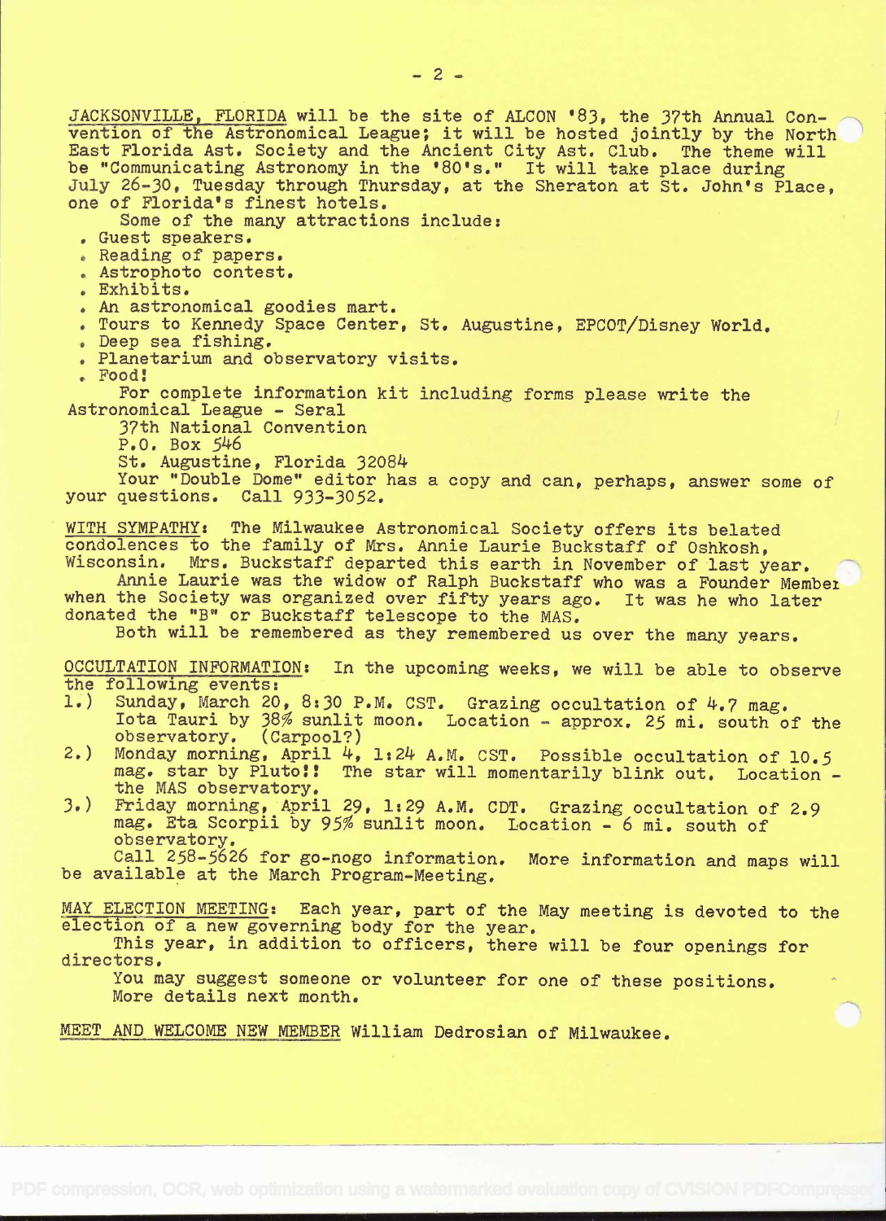JACKSONVILLE, FLORIDA will be the site of ALCON '83, the 37th Annual Convention of the Astronomical League; it will be hosted jointly by the North East Florida Ast. Society and the Ancient City Ast. Club. The theme will be "Communicating Astronomy in the '80's." It will take place during July 26-30, Tuesday through Thursday, at the Sheraton at St. John's Place, one of Florida's finest hotels.

Some of the many attractions include:

- Guest speakers.
- Reading of papers.
- Astrophoto contest.
- Exhibits.
- An astronomical goodies mart.
- Tours to Kennedy Space Center, St. Augustine, EPCOT/Disney World.
- Deep sea fishing.
- Planetarium and observatory visits.
- Food!

For complete information kit including forms please write the
Astronomical League - Seral
37th National Convention
P.O. Box 546
St. Augustine, Florida 32084

Your "Double Dome" editor has a copy and can, perhaps, answer some of your questions. Call 933-3052.

WITH SYMPATHY: The Milwaukee Astronomical Society offers its belated condolences to the family of Mrs. Annie Laurie Buckstaff of Oshkosh, Wisconsin. Mrs. Buckstaff departed this earth in November of last year.

Annie Laurie was the widow of Ralph Buckstaff who was a Founder Member when the Society was organized over fifty years ago. It was he who later donated the "B" or Buckstaff telescope to the MAS.

Both will be remembered as they remembered us over the many years.

OCCULTATION INFORMATION: In the upcoming weeks, we will be able to observe the following events:

1.) Sunday, March 20, 8:30 P.M. CST. Grazing occultation of 4.7 mag. Iota Tauri by 38% sunlit moon. Location - approx. 25 mi. south of the observatory. (Carpool?)
2.) Monday morning, April 4, 1:24 A.M. CST. Possible occultation of 10.5 mag. star by Pluto!! The star will momentarily blink out. Location - the MAS observatory.
3.) Friday morning, April 29, 1:29 A.M. CDT. Grazing occultation of 2.9 mag. Eta Scorpii by 95% sunlit moon. Location - 6 mi. south of observatory.

Call 258-5626 for go-nogo information. More information and maps will be available at the March Program-Meeting.

MAY ELECTION MEETING: Each year, part of the May meeting is devoted to the election of a new governing body for the year.

This year, in addition to officers, there will be four openings for directors.

You may suggest someone or volunteer for one of these positions. More details next month.

MEET AND WELCOME NEW MEMBER William Dedrosian of Milwaukee.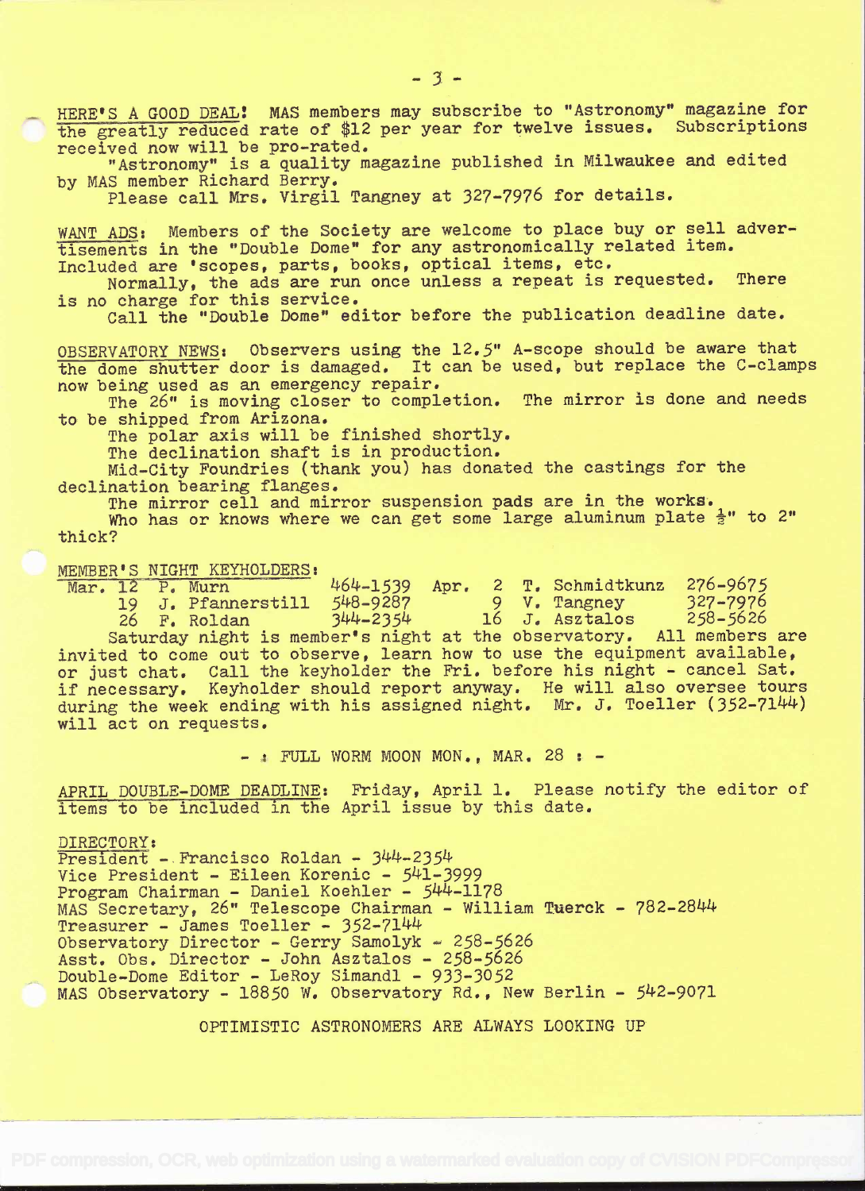**HERE'S A GOOD DEAL!** MAS members may subscribe to "Astronomy" magazine for the greatly reduced rate of $12 per year for twelve issues. Subscriptions received now will be pro-rated.

"Astronomy" is a quality magazine published in Milwaukee and edited by MAS member Richard Berry.

Please call Mrs. Virgil Tangney at 327-7976 for details.

**WANT ADS:** Members of the Society are welcome to place buy or sell advertisements in the "Double Dome" for any astronomically related item. Included are 'scopes, parts, books, optical items, etc.

Normally, the ads are run once unless a repeat is requested. There is no charge for this service.

Call the "Double Dome" editor before the publication deadline date.

**OBSERVATORY NEWS:** Observers using the 12.5" A-scope should be aware that the dome shutter door is damaged. It can be used, but replace the C-clamps now being used as an emergency repair.

The 26" is moving closer to completion. The mirror is done and needs to be shipped from Arizona.

The polar axis will be finished shortly.

The declination shaft is in production.

Mid-City Foundries (thank you) has donated the castings for the declination bearing flanges.

The mirror cell and mirror suspension pads are in the works.

Who has or knows where we can get some large aluminum plate ½" to 2" thick?

**MEMBER'S NIGHT KEYHOLDERS:**

| | | | | | |
|---|---|---|---|---|---|
| Mar. 12 | P. Murn | 464-1539 | Apr. 2 | T. Schmidtkunz | 276-9675 |
| 19 | J. Pfannerstill | 548-9287 | 9 | V. Tangney | 327-7976 |
| 26 | F. Roldan | 344-2354 | 16 | J. Asztalos | 258-5626 |

Saturday night is member's night at the observatory. All members are invited to come out to observe, learn how to use the equipment available, or just chat. Call the keyholder the Fri. before his night - cancel Sat. if necessary. Keyholder should report anyway. He will also oversee tours during the week ending with his assigned night. Mr. J. Toeller (352-7144) will act on requests.

- : FULL WORM MOON MON., MAR. 28 : -

**APRIL DOUBLE-DOME DEADLINE:** Friday, April 1. Please notify the editor of items to be included in the April issue by this date.

**DIRECTORY:**

President - Francisco Roldan - 344-2354
Vice President - Eileen Korenic - 541-3999
Program Chairman - Daniel Koehler - 544-1178
MAS Secretary, 26" Telescope Chairman - William Tuerck - 782-2844
Treasurer - James Toeller - 352-7144
Observatory Director - Gerry Samolyk - 258-5626
Asst. Obs. Director - John Asztalos - 258-5626
Double-Dome Editor - LeRoy Simandl - 933-3052
MAS Observatory - 18850 W. Observatory Rd., New Berlin - 542-9071

OPTIMISTIC ASTRONOMERS ARE ALWAYS LOOKING UP